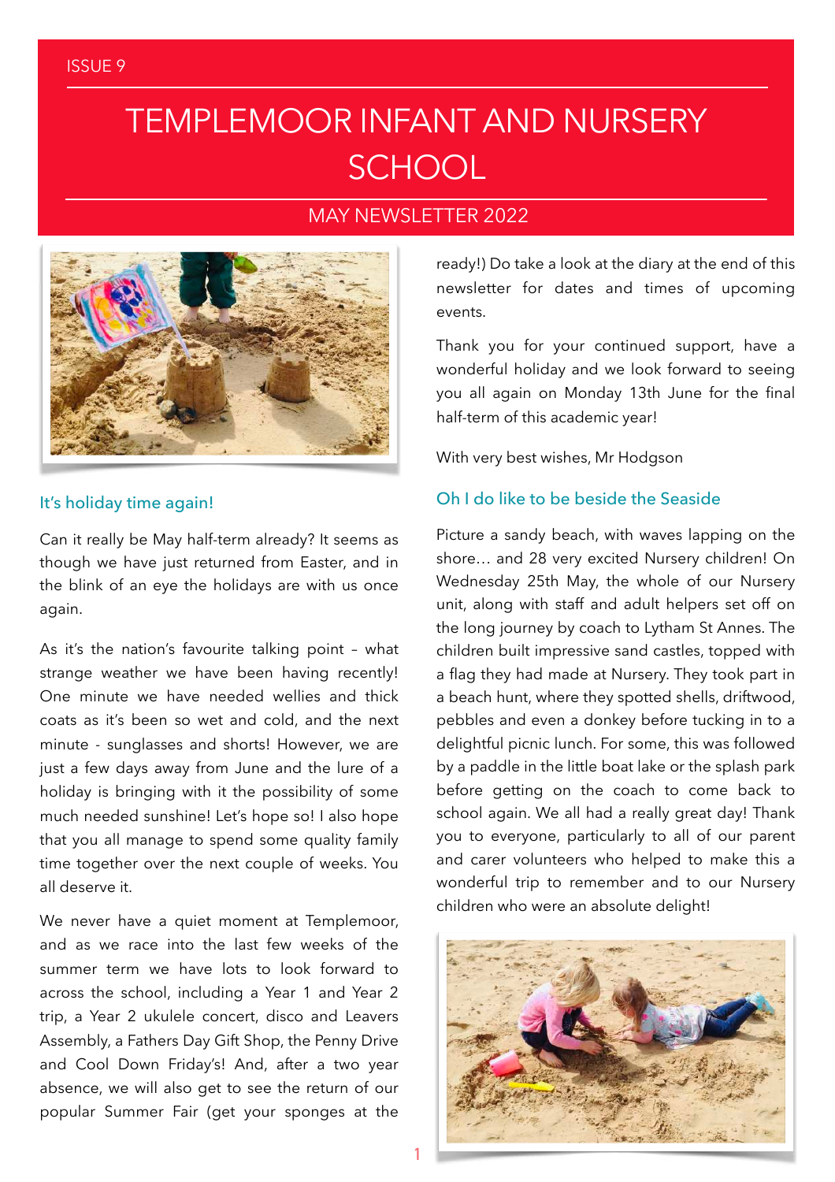ISSUE 9

# TEMPLEMOOR INFANT AND NURSERY SCHOOL

MAY NEWSLETTER 2022

## It's holiday time again!

Can it really be May half-term already? It seems as though we have just returned from Easter, and in the blink of an eye the holidays are with us once again.

As it's the nation's favourite talking point – what strange weather we have been having recently! One minute we have needed wellies and thick coats as it's been so wet and cold, and the next minute - sunglasses and shorts! However, we are just a few days away from June and the lure of a holiday is bringing with it the possibility of some much needed sunshine! Let's hope so! I also hope that you all manage to spend some quality family time together over the next couple of weeks. You all deserve it.

We never have a quiet moment at Templemoor, and as we race into the last few weeks of the summer term we have lots to look forward to across the school, including a Year 1 and Year 2 trip, a Year 2 ukulele concert, disco and Leavers Assembly, a Fathers Day Gift Shop, the Penny Drive and Cool Down Friday's! And, after a two year absence, we will also get to see the return of our popular Summer Fair (get your sponges at the ready!) Do take a look at the diary at the end of this newsletter for dates and times of upcoming events.

Thank you for your continued support, have a wonderful holiday and we look forward to seeing you all again on Monday 13th June for the final half-term of this academic year!

With very best wishes, Mr Hodgson

## Oh I do like to be beside the Seaside

Picture a sandy beach, with waves lapping on the shore… and 28 very excited Nursery children! On Wednesday 25th May, the whole of our Nursery unit, along with staff and adult helpers set off on the long journey by coach to Lytham St Annes. The children built impressive sand castles, topped with a flag they had made at Nursery. They took part in a beach hunt, where they spotted shells, driftwood, pebbles and even a donkey before tucking in to a delightful picnic lunch. For some, this was followed by a paddle in the little boat lake or the splash park before getting on the coach to come back to school again. We all had a really great day! Thank you to everyone, particularly to all of our parent and carer volunteers who helped to make this a wonderful trip to remember and to our Nursery children who were an absolute delight!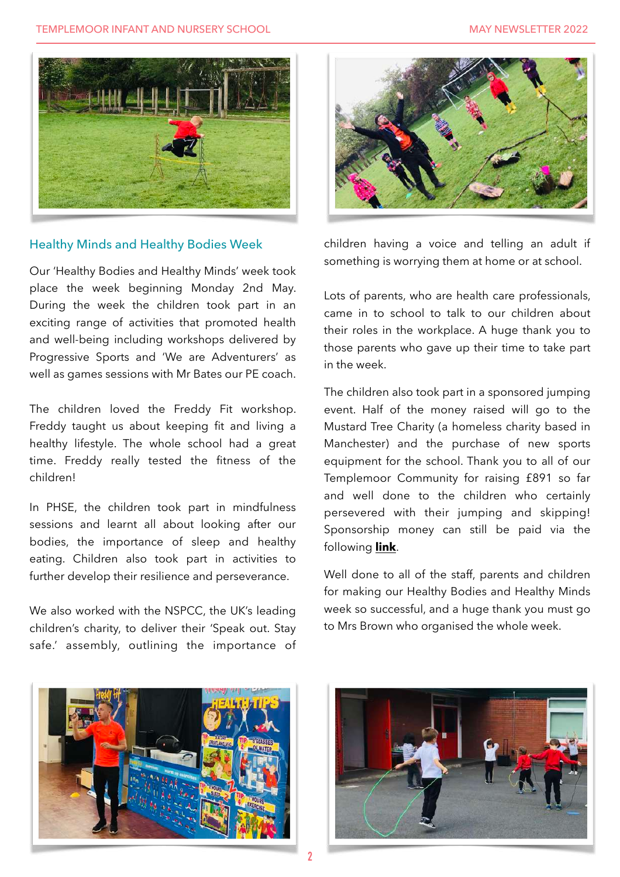## Healthy Minds and Healthy Bodies Week

Our 'Healthy Bodies and Healthy Minds' week took place the week beginning Monday 2nd May. During the week the children took part in an exciting range of activities that promoted health and well-being including workshops delivered by Progressive Sports and 'We are Adventurers' as well as games sessions with Mr Bates our PE coach.

The children loved the Freddy Fit workshop. Freddy taught us about keeping fit and living a healthy lifestyle. The whole school had a great time. Freddy really tested the fitness of the children!

In PHSE, the children took part in mindfulness sessions and learnt all about looking after our bodies, the importance of sleep and healthy eating. Children also took part in activities to further develop their resilience and perseverance.

We also worked with the NSPCC, the UK's leading children's charity, to deliver their 'Speak out. Stay safe.' assembly, outlining the importance of children having a voice and telling an adult if something is worrying them at home or at school.

Lots of parents, who are health care professionals, came in to school to talk to our children about their roles in the workplace. A huge thank you to those parents who gave up their time to take part in the week.

The children also took part in a sponsored jumping event. Half of the money raised will go to the Mustard Tree Charity (a homeless charity based in Manchester) and the purchase of new sports equipment for the school. Thank you to all of our Templemoor Community for raising £891 so far and well done to the children who certainly persevered with their jumping and skipping! Sponsorship money can still be paid via the following **link**.

Well done to all of the staff, parents and children for making our Healthy Bodies and Healthy Minds week so successful, and a huge thank you must go to Mrs Brown who organised the whole week.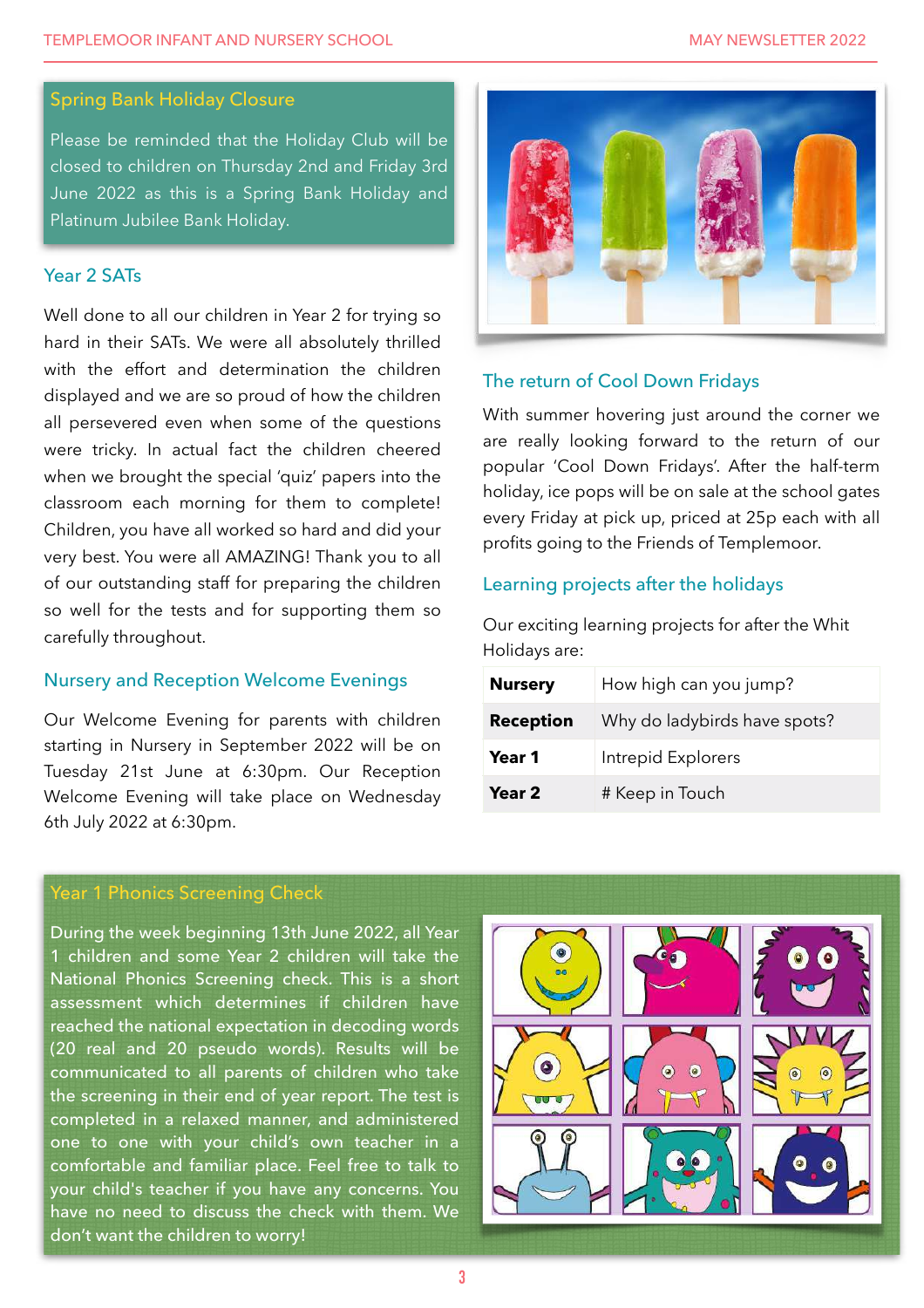## Spring Bank Holiday Closure

Please be reminded that the Holiday Club will be closed to children on Thursday 2nd and Friday 3rd June 2022 as this is a Spring Bank Holiday and Platinum Jubilee Bank Holiday.

## Year 2 SATs

Well done to all our children in Year 2 for trying so hard in their SATs. We were all absolutely thrilled with the effort and determination the children displayed and we are so proud of how the children all persevered even when some of the questions were tricky. In actual fact the children cheered when we brought the special 'quiz' papers into the classroom each morning for them to complete! Children, you have all worked so hard and did your very best. You were all AMAZING! Thank you to all of our outstanding staff for preparing the children so well for the tests and for supporting them so carefully throughout.

## Nursery and Reception Welcome Evenings

Our Welcome Evening for parents with children starting in Nursery in September 2022 will be on Tuesday 21st June at 6:30pm. Our Reception Welcome Evening will take place on Wednesday 6th July 2022 at 6:30pm.

## The return of Cool Down Fridays

With summer hovering just around the corner we are really looking forward to the return of our popular 'Cool Down Fridays'. After the half-term holiday, ice pops will be on sale at the school gates every Friday at pick up, priced at 25p each with all profits going to the Friends of Templemoor.

## Learning projects after the holidays

Our exciting learning projects for after the Whit Holidays are:

| | |
|---|---|
| **Nursery** | How high can you jump? |
| **Reception** | Why do ladybirds have spots? |
| **Year 1** | Intrepid Explorers |
| **Year 2** | # Keep in Touch |

## Year 1 Phonics Screening Check

During the week beginning 13th June 2022, all Year 1 children and some Year 2 children will take the National Phonics Screening check. This is a short assessment which determines if children have reached the national expectation in decoding words (20 real and 20 pseudo words). Results will be communicated to all parents of children who take the screening in their end of year report. The test is completed in a relaxed manner, and administered one to one with your child's own teacher in a comfortable and familiar place. Feel free to talk to your child's teacher if you have any concerns. You have no need to discuss the check with them. We don't want the children to worry!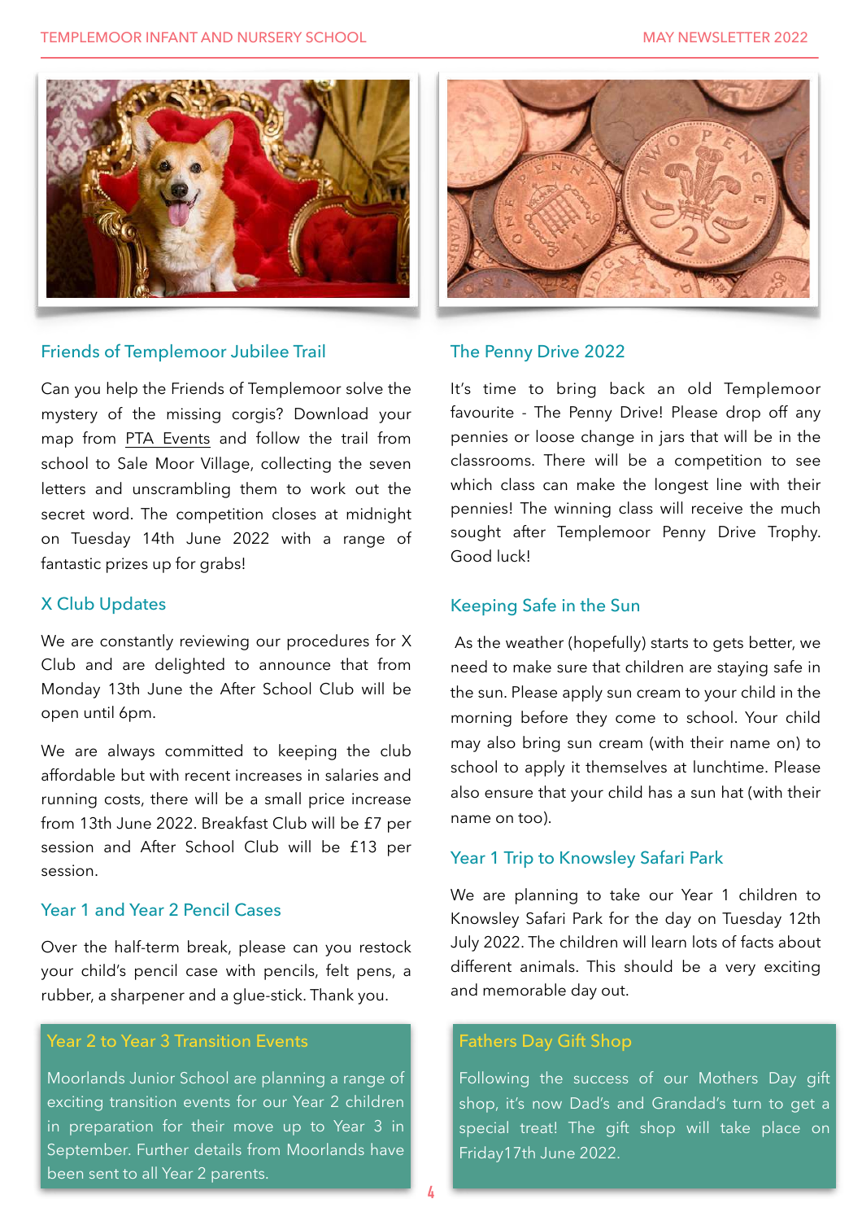## Friends of Templemoor Jubilee Trail

Can you help the Friends of Templemoor solve the mystery of the missing corgis? Download your map from PTA Events and follow the trail from school to Sale Moor Village, collecting the seven letters and unscrambling them to work out the secret word. The competition closes at midnight on Tuesday 14th June 2022 with a range of fantastic prizes up for grabs!

## X Club Updates

We are constantly reviewing our procedures for X Club and are delighted to announce that from Monday 13th June the After School Club will be open until 6pm.

We are always committed to keeping the club affordable but with recent increases in salaries and running costs, there will be a small price increase from 13th June 2022. Breakfast Club will be £7 per session and After School Club will be £13 per session.

## Year 1 and Year 2 Pencil Cases

Over the half-term break, please can you restock your child's pencil case with pencils, felt pens, a rubber, a sharpener and a glue-stick. Thank you.

## Year 2 to Year 3 Transition Events

Moorlands Junior School are planning a range of exciting transition events for our Year 2 children in preparation for their move up to Year 3 in September. Further details from Moorlands have been sent to all Year 2 parents.

## The Penny Drive 2022

It's time to bring back an old Templemoor favourite - The Penny Drive! Please drop off any pennies or loose change in jars that will be in the classrooms. There will be a competition to see which class can make the longest line with their pennies! The winning class will receive the much sought after Templemoor Penny Drive Trophy. Good luck!

## Keeping Safe in the Sun

As the weather (hopefully) starts to gets better, we need to make sure that children are staying safe in the sun. Please apply sun cream to your child in the morning before they come to school. Your child may also bring sun cream (with their name on) to school to apply it themselves at lunchtime. Please also ensure that your child has a sun hat (with their name on too).

## Year 1 Trip to Knowsley Safari Park

We are planning to take our Year 1 children to Knowsley Safari Park for the day on Tuesday 12th July 2022. The children will learn lots of facts about different animals. This should be a very exciting and memorable day out.

## Fathers Day Gift Shop

Following the success of our Mothers Day gift shop, it's now Dad's and Grandad's turn to get a special treat! The gift shop will take place on Friday17th June 2022.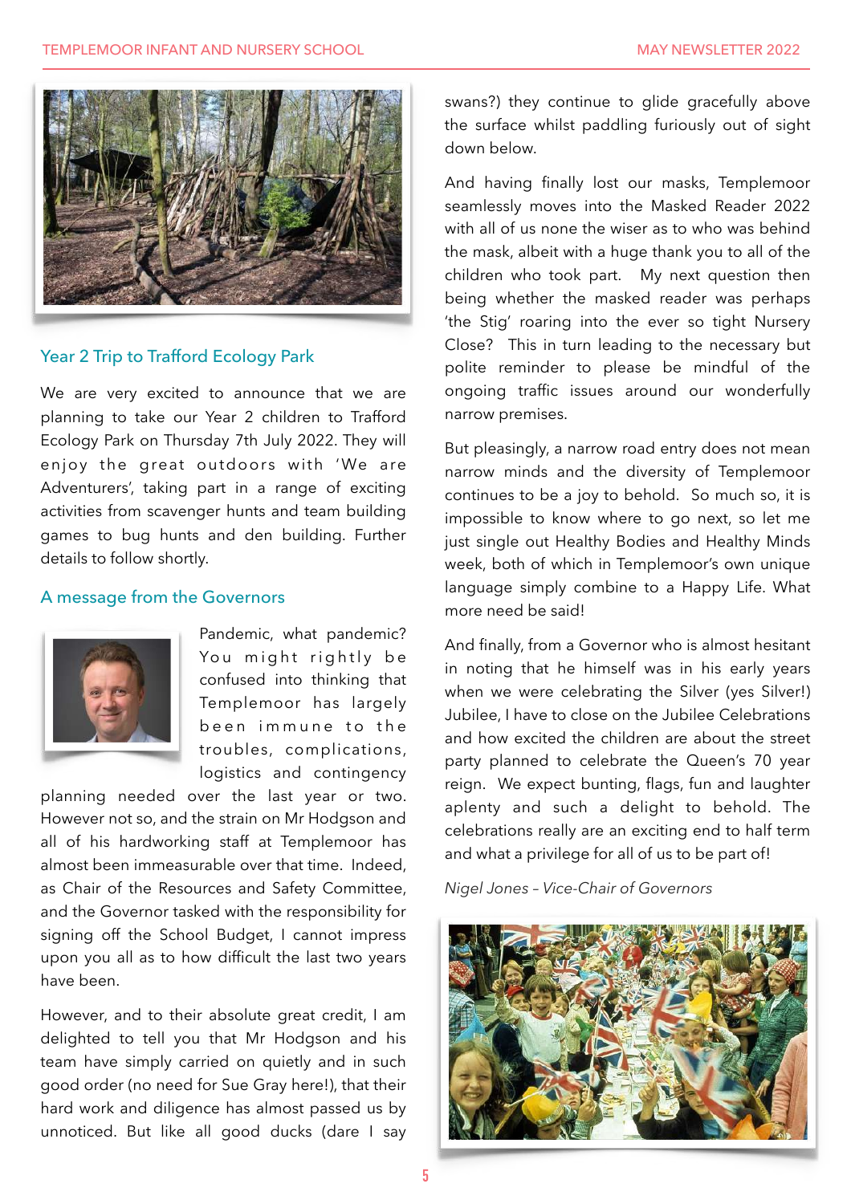## Year 2 Trip to Trafford Ecology Park

We are very excited to announce that we are planning to take our Year 2 children to Trafford Ecology Park on Thursday 7th July 2022. They will enjoy the great outdoors with 'We are Adventurers', taking part in a range of exciting activities from scavenger hunts and team building games to bug hunts and den building. Further details to follow shortly.

## A message from the Governors

Pandemic, what pandemic? You might rightly be confused into thinking that Templemoor has largely been immune to the troubles, complications, logistics and contingency planning needed over the last year or two. However not so, and the strain on Mr Hodgson and all of his hardworking staff at Templemoor has almost been immeasurable over that time. Indeed, as Chair of the Resources and Safety Committee, and the Governor tasked with the responsibility for signing off the School Budget, I cannot impress upon you all as to how difficult the last two years have been.

However, and to their absolute great credit, I am delighted to tell you that Mr Hodgson and his team have simply carried on quietly and in such good order (no need for Sue Gray here!), that their hard work and diligence has almost passed us by unnoticed. But like all good ducks (dare I say swans?) they continue to glide gracefully above the surface whilst paddling furiously out of sight down below.

And having finally lost our masks, Templemoor seamlessly moves into the Masked Reader 2022 with all of us none the wiser as to who was behind the mask, albeit with a huge thank you to all of the children who took part. My next question then being whether the masked reader was perhaps 'the Stig' roaring into the ever so tight Nursery Close? This in turn leading to the necessary but polite reminder to please be mindful of the ongoing traffic issues around our wonderfully narrow premises.

But pleasingly, a narrow road entry does not mean narrow minds and the diversity of Templemoor continues to be a joy to behold. So much so, it is impossible to know where to go next, so let me just single out Healthy Bodies and Healthy Minds week, both of which in Templemoor's own unique language simply combine to a Happy Life. What more need be said!

And finally, from a Governor who is almost hesitant in noting that he himself was in his early years when we were celebrating the Silver (yes Silver!) Jubilee, I have to close on the Jubilee Celebrations and how excited the children are about the street party planned to celebrate the Queen's 70 year reign. We expect bunting, flags, fun and laughter aplenty and such a delight to behold. The celebrations really are an exciting end to half term and what a privilege for all of us to be part of!

*Nigel Jones – Vice-Chair of Governors*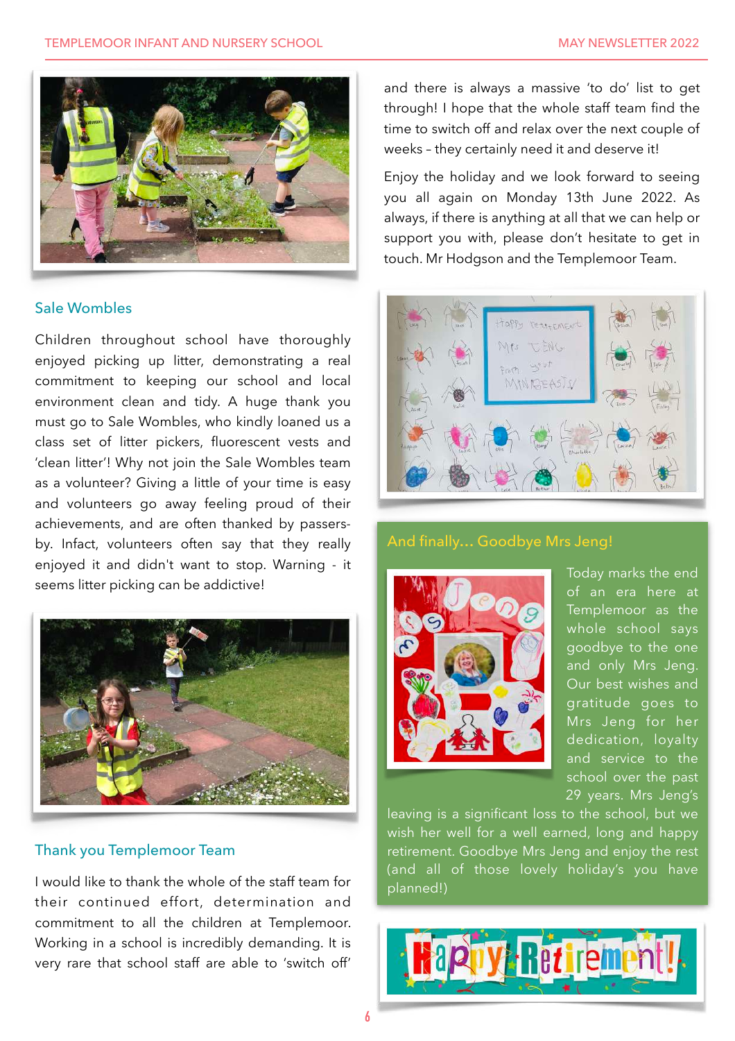## Sale Wombles

Children throughout school have thoroughly enjoyed picking up litter, demonstrating a real commitment to keeping our school and local environment clean and tidy. A huge thank you must go to Sale Wombles, who kindly loaned us a class set of litter pickers, fluorescent vests and 'clean litter'! Why not join the Sale Wombles team as a volunteer? Giving a little of your time is easy and volunteers go away feeling proud of their achievements, and are often thanked by passers-by. Infact, volunteers often say that they really enjoyed it and didn't want to stop. Warning - it seems litter picking can be addictive!

## Thank you Templemoor Team

I would like to thank the whole of the staff team for their continued effort, determination and commitment to all the children at Templemoor. Working in a school is incredibly demanding. It is very rare that school staff are able to 'switch off' and there is always a massive 'to do' list to get through! I hope that the whole staff team find the time to switch off and relax over the next couple of weeks – they certainly need it and deserve it!

Enjoy the holiday and we look forward to seeing you all again on Monday 13th June 2022. As always, if there is anything at all that we can help or support you with, please don't hesitate to get in touch. Mr Hodgson and the Templemoor Team.

## And finally… Goodbye Mrs Jeng!

Today marks the end of an era here at Templemoor as the whole school says goodbye to the one and only Mrs Jeng. Our best wishes and gratitude goes to Mrs Jeng for her dedication, loyalty and service to the school over the past 29 years. Mrs Jeng's leaving is a significant loss to the school, but we wish her well for a well earned, long and happy retirement. Goodbye Mrs Jeng and enjoy the rest (and all of those lovely holiday's you have planned!)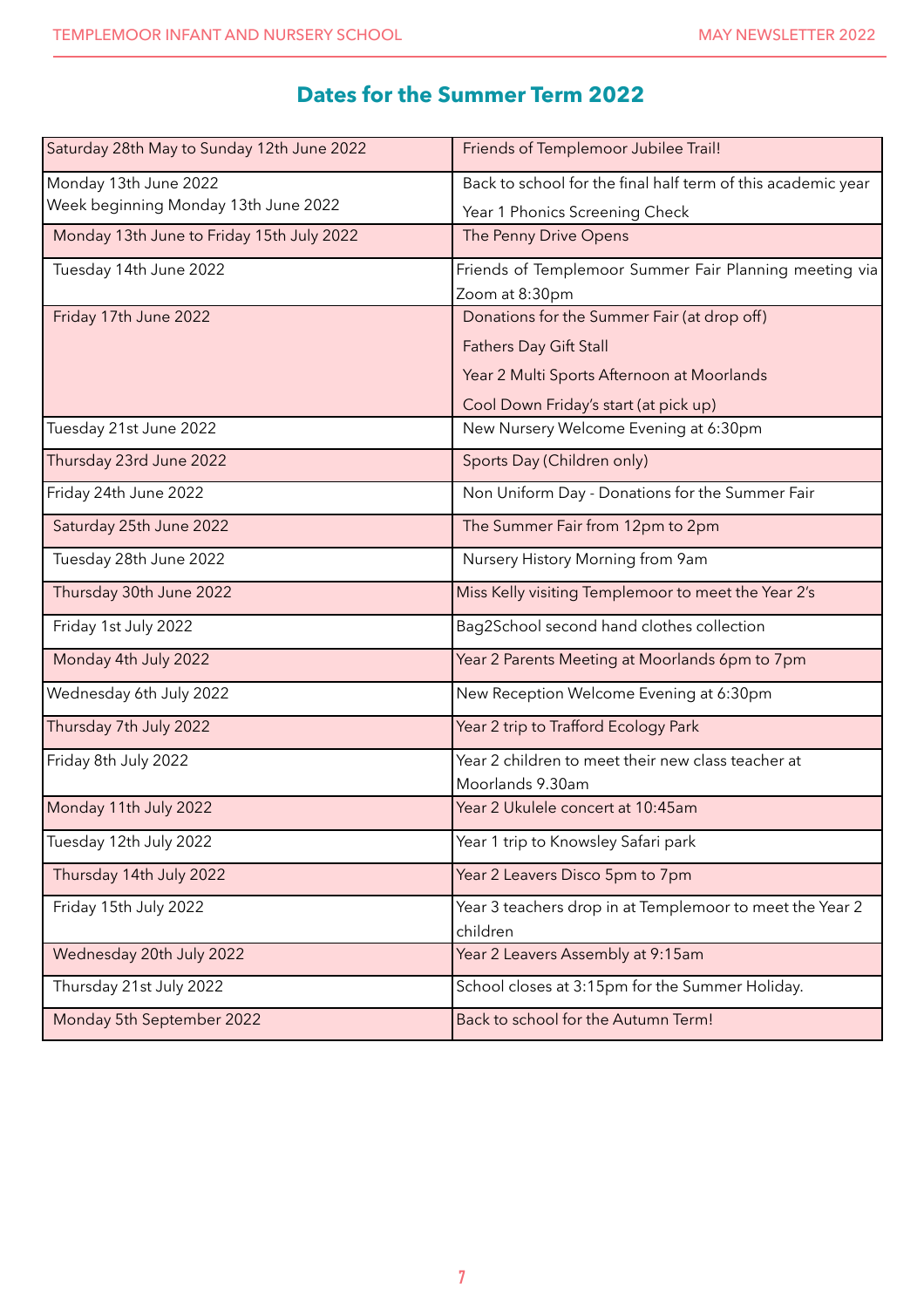## Dates for the Summer Term 2022

| | |
|---|---|
| Saturday 28th May to Sunday 12th June 2022 | Friends of Templemoor Jubilee Trail! |
| Monday 13th June 2022<br>Week beginning Monday 13th June 2022 | Back to school for the final half term of this academic year<br>Year 1 Phonics Screening Check |
| Monday 13th June to Friday 15th July 2022 | The Penny Drive Opens |
| Tuesday 14th June 2022 | Friends of Templemoor Summer Fair Planning meeting via Zoom at 8:30pm |
| Friday 17th June 2022 | Donations for the Summer Fair (at drop off)<br>Fathers Day Gift Stall<br>Year 2 Multi Sports Afternoon at Moorlands<br>Cool Down Friday's start (at pick up) |
| Tuesday 21st June 2022 | New Nursery Welcome Evening at 6:30pm |
| Thursday 23rd June 2022 | Sports Day (Children only) |
| Friday 24th June 2022 | Non Uniform Day - Donations for the Summer Fair |
| Saturday 25th June 2022 | The Summer Fair from 12pm to 2pm |
| Tuesday 28th June 2022 | Nursery History Morning from 9am |
| Thursday 30th June 2022 | Miss Kelly visiting Templemoor to meet the Year 2's |
| Friday 1st July 2022 | Bag2School second hand clothes collection |
| Monday 4th July 2022 | Year 2 Parents Meeting at Moorlands 6pm to 7pm |
| Wednesday 6th July 2022 | New Reception Welcome Evening at 6:30pm |
| Thursday 7th July 2022 | Year 2 trip to Trafford Ecology Park |
| Friday 8th July 2022 | Year 2 children to meet their new class teacher at Moorlands 9.30am |
| Monday 11th July 2022 | Year 2 Ukulele concert at 10:45am |
| Tuesday 12th July 2022 | Year 1 trip to Knowsley Safari park |
| Thursday 14th July 2022 | Year 2 Leavers Disco 5pm to 7pm |
| Friday 15th July 2022 | Year 3 teachers drop in at Templemoor to meet the Year 2 children |
| Wednesday 20th July 2022 | Year 2 Leavers Assembly at 9:15am |
| Thursday 21st July 2022 | School closes at 3:15pm for the Summer Holiday. |
| Monday 5th September 2022 | Back to school for the Autumn Term! |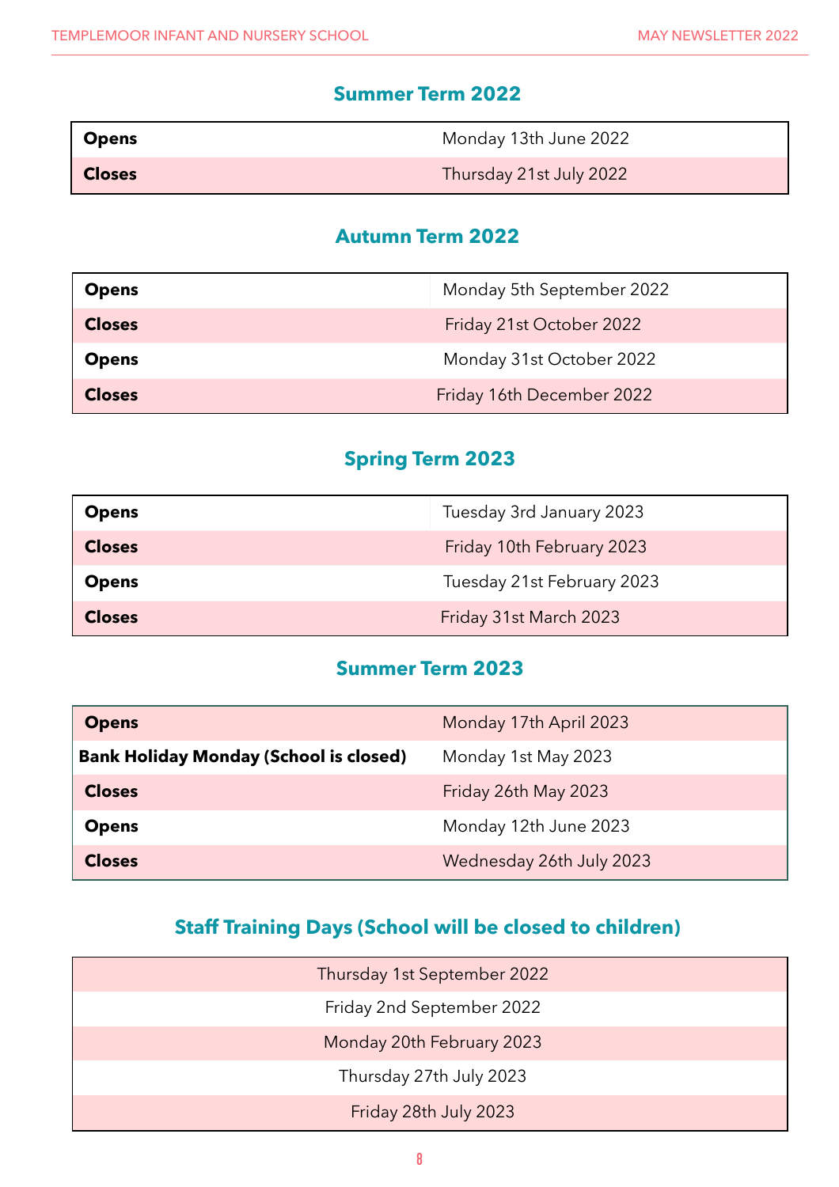## Summer Term 2022

| | |
|---|---|
| **Opens** | Monday 13th June 2022 |
| **Closes** | Thursday 21st July 2022 |

## Autumn Term 2022

| | |
|---|---|
| **Opens** | Monday 5th September 2022 |
| **Closes** | Friday 21st October 2022 |
| **Opens** | Monday 31st October 2022 |
| **Closes** | Friday 16th December 2022 |

## Spring Term 2023

| | |
|---|---|
| **Opens** | Tuesday 3rd January 2023 |
| **Closes** | Friday 10th February 2023 |
| **Opens** | Tuesday 21st February 2023 |
| **Closes** | Friday 31st March 2023 |

## Summer Term 2023

| | |
|---|---|
| **Opens** | Monday 17th April 2023 |
| **Bank Holiday Monday (School is closed)** | Monday 1st May 2023 |
| **Closes** | Friday 26th May 2023 |
| **Opens** | Monday 12th June 2023 |
| **Closes** | Wednesday 26th July 2023 |

## Staff Training Days (School will be closed to children)

| |
|---|
| Thursday 1st September 2022 |
| Friday 2nd September 2022 |
| Monday 20th February 2023 |
| Thursday 27th July 2023 |
| Friday 28th July 2023 |